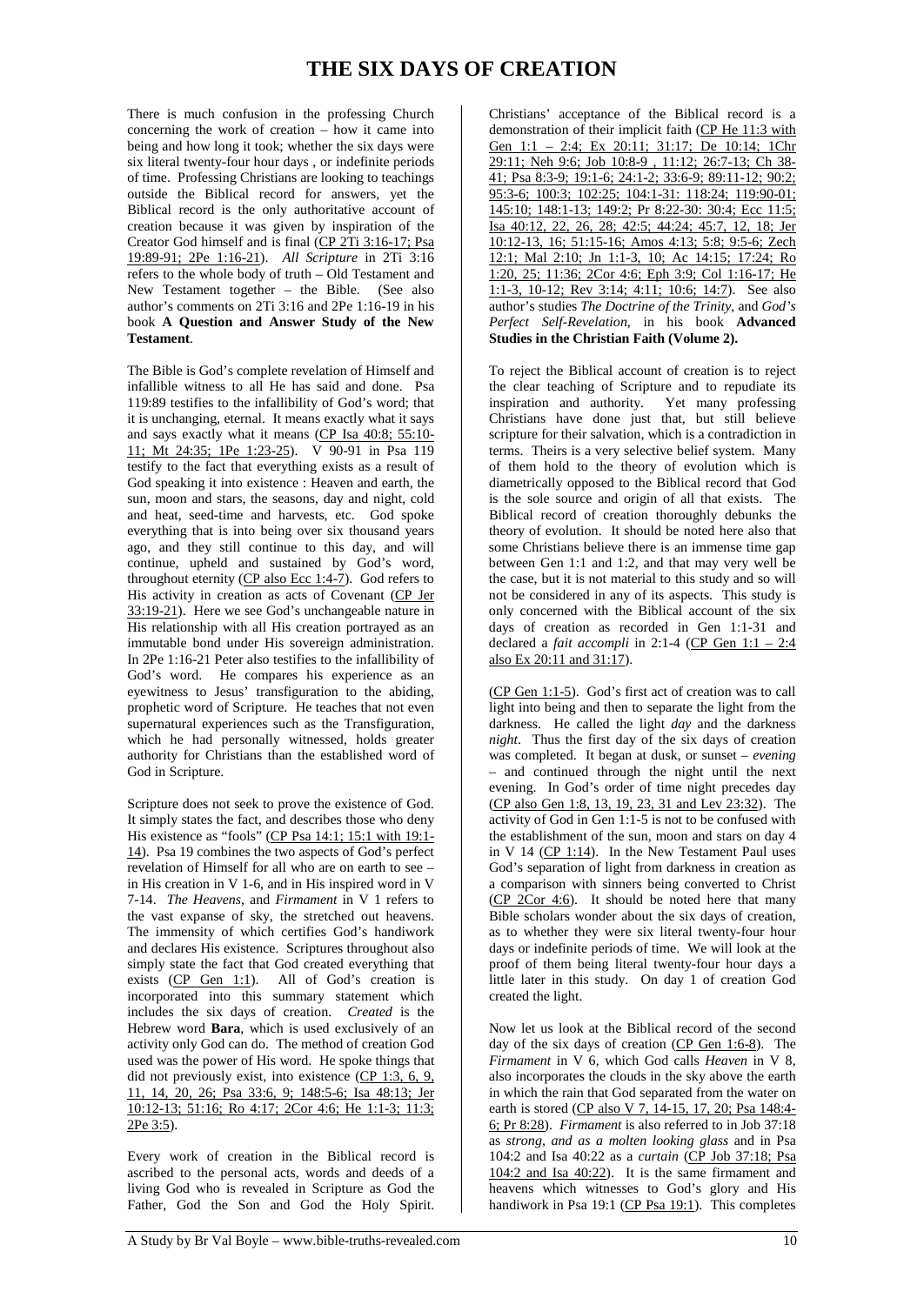# THE SIX DAYS OF CREATION

There is much confusion in the professing Church concerning the work of creation – how it came into being and how long it took; whether the six days were six literal twenty-four hour days , or indefinite periods of time. Professing Christians are looking to teachings outside the Biblical record for answers, yet the Biblical record is the only authoritative account of creation because it was given by inspiration of the Creator God himself and is final (CP 2Ti 3:16-17; Psa 19:89-91; 2Pe 1:16-21). *All Scripture* in 2Ti 3:16 refers to the whole body of truth – Old Testament and New Testament together – the Bible. (See also author's comments on 2Ti 3:16 and 2Pe 1:16-19 in his book **A Question and Answer Study of the New Testament**.

The Bible is God's complete revelation of Himself and infallible witness to all He has said and done. Psa 119:89 testifies to the infallibility of God's word; that it is unchanging, eternal. It means exactly what it says and says exactly what it means (CP Isa 40:8; 55:10-11; Mt 24:35; 1Pe 1:23-25). V 90-91 in Psa 119 testify to the fact that everything exists as a result of God speaking it into existence : Heaven and earth, the sun, moon and stars, the seasons, day and night, cold and heat, seed-time and harvests, etc. God spoke everything that is into being over six thousand years ago, and they still continue to this day, and will continue, upheld and sustained by God's word, throughout eternity (CP also Ecc 1:4-7). God refers to His activity in creation as acts of Covenant (CP Jer 33:19-21). Here we see God's unchangeable nature in His relationship with all His creation portrayed as an immutable bond under His sovereign administration. In 2Pe 1:16-21 Peter also testifies to the infallibility of God's word. He compares his experience as an eyewitness to Jesus' transfiguration to the abiding, prophetic word of Scripture. He teaches that not even supernatural experiences such as the Transfiguration, which he had personally witnessed, holds greater authority for Christians than the established word of God in Scripture.

Scripture does not seek to prove the existence of God. It simply states the fact, and describes those who deny His existence as "fools" (CP Psa 14:1; 15:1 with 19:1-14). Psa 19 combines the two aspects of God's perfect revelation of Himself for all who are on earth to see – in His creation in V 1-6, and in His inspired word in V 7-14. *The Heavens*, and *Firmament* in V 1 refers to the vast expanse of sky, the stretched out heavens. The immensity of which certifies God's handiwork and declares His existence. Scriptures throughout also simply state the fact that God created everything that exists (CP Gen 1:1). All of God's creation is incorporated into this summary statement which includes the six days of creation. *Created* is the Hebrew word **Bara**, which is used exclusively of an activity only God can do. The method of creation God used was the power of His word. He spoke things that did not previously exist, into existence (CP 1:3, 6, 9, 11, 14, 20, 26; Psa 33:6, 9; 148:5-6; Isa 48:13; Jer 10:12-13; 51:16; Ro 4:17; 2Cor 4:6; He 1:1-3; 11:3; 2Pe 3:5).

Every work of creation in the Biblical record is ascribed to the personal acts, words and deeds of a living God who is revealed in Scripture as God the Father, God the Son and God the Holy Spirit. Christians' acceptance of the Biblical record is a demonstration of their implicit faith (CP He 11:3 with Gen 1:1 – 2:4; Ex 20:11; 31:17; De 10:14; 1Chr 29:11; Neh 9:6; Job 10:8-9 , 11:12; 26:7-13; Ch 38-41; Psa 8:3-9; 19:1-6; 24:1-2; 33:6-9; 89:11-12; 90:2; 95:3-6; 100:3; 102:25; 104:1-31: 118:24; 119:90-01; 145:10; 148:1-13; 149:2; Pr 8:22-30: 30:4; Ecc 11:5; Isa 40:12, 22, 26, 28; 42:5; 44:24; 45:7, 12, 18; Jer 10:12-13, 16; 51:15-16; Amos 4:13; 5:8; 9:5-6; Zech 12:1; Mal 2:10; Jn 1:1-3, 10; Ac 14:15; 17:24; Ro 1:20, 25; 11:36; 2Cor 4:6; Eph 3:9; Col 1:16-17; He 1:1-3, 10-12; Rev 3:14; 4:11; 10:6; 14:7). See also author's studies *The Doctrine of the Trinity*, and *God's Perfect Self-Revelation*, in his book **Advanced Studies in the Christian Faith (Volume 2).**

To reject the Biblical account of creation is to reject the clear teaching of Scripture and to repudiate its inspiration and authority. Yet many professing Christians have done just that, but still believe scripture for their salvation, which is a contradiction in terms. Theirs is a very selective belief system. Many of them hold to the theory of evolution which is diametrically opposed to the Biblical record that God is the sole source and origin of all that exists. The Biblical record of creation thoroughly debunks the theory of evolution. It should be noted here also that some Christians believe there is an immense time gap between Gen 1:1 and 1:2, and that may very well be the case, but it is not material to this study and so will not be considered in any of its aspects. This study is only concerned with the Biblical account of the six days of creation as recorded in Gen 1:1-31 and declared a *fait accompli* in 2:1-4 (CP Gen 1:1 – 2:4 also Ex 20:11 and 31:17).

(CP Gen 1:1-5). God's first act of creation was to call light into being and then to separate the light from the darkness. He called the light *day* and the darkness *night*. Thus the first day of the six days of creation was completed. It began at dusk, or sunset – *evening* – and continued through the night until the next evening. In God's order of time night precedes day (CP also Gen 1:8, 13, 19, 23, 31 and Lev 23:32). The activity of God in Gen 1:1-5 is not to be confused with the establishment of the sun, moon and stars on day 4 in V 14 (CP 1:14). In the New Testament Paul uses God's separation of light from darkness in creation as a comparison with sinners being converted to Christ (CP 2Cor 4:6). It should be noted here that many Bible scholars wonder about the six days of creation, as to whether they were six literal twenty-four hour days or indefinite periods of time. We will look at the proof of them being literal twenty-four hour days a little later in this study. On day 1 of creation God created the light.

Now let us look at the Biblical record of the second day of the six days of creation (CP Gen 1:6-8). The *Firmament* in V 6, which God calls *Heaven* in V 8, also incorporates the clouds in the sky above the earth in which the rain that God separated from the water on earth is stored (CP also V 7, 14-15, 17, 20; Psa 148:4-6; Pr 8:28). *Firmament* is also referred to in Job 37:18 as *strong, and as a molten looking glass* and in Psa 104:2 and Isa 40:22 as a *curtain* (CP Job 37:18; Psa 104:2 and Isa 40:22). It is the same firmament and heavens which witnesses to God's glory and His handiwork in Psa 19:1 (CP Psa 19:1). This completes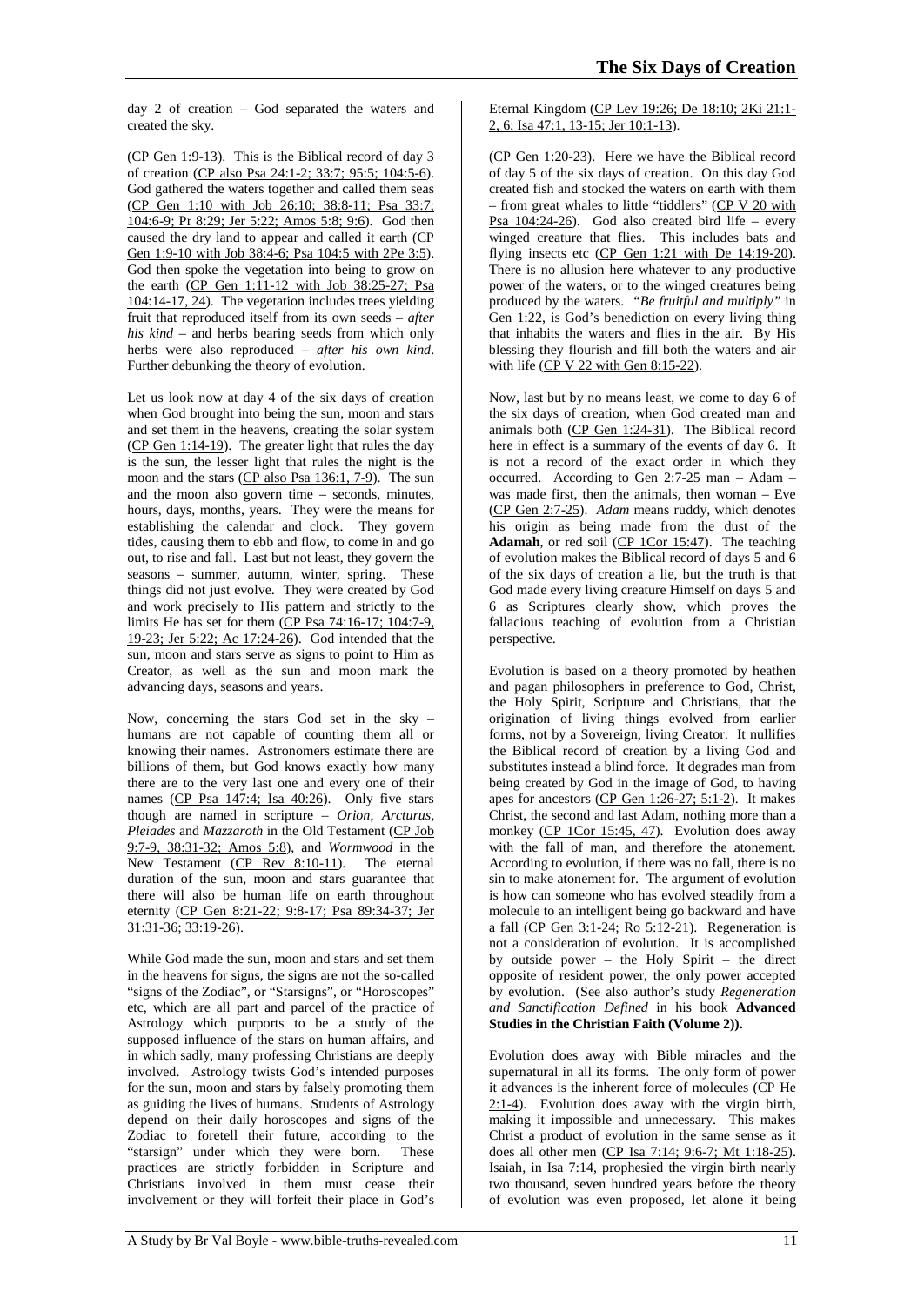day 2 of creation – God separated the waters and created the sky.

(CP Gen 1:9-13). This is the Biblical record of day 3 of creation (CP also Psa 24:1-2; 33:7; 95:5; 104:5-6). God gathered the waters together and called them seas (CP Gen 1:10 with Job 26:10; 38:8-11; Psa 33:7; 104:6-9; Pr 8:29; Jer 5:22; Amos 5:8; 9:6). God then caused the dry land to appear and called it earth (CP Gen 1:9-10 with Job 38:4-6; Psa 104:5 with 2Pe 3:5). God then spoke the vegetation into being to grow on the earth (CP Gen 1:11-12 with Job 38:25-27; Psa 104:14-17, 24). The vegetation includes trees yielding fruit that reproduced itself from its own seeds – *after his kind* – and herbs bearing seeds from which only herbs were also reproduced – *after his own kind*. Further debunking the theory of evolution.

Let us look now at day 4 of the six days of creation when God brought into being the sun, moon and stars and set them in the heavens, creating the solar system (CP Gen 1:14-19). The greater light that rules the day is the sun, the lesser light that rules the night is the moon and the stars (CP also Psa 136:1, 7-9). The sun and the moon also govern time – seconds, minutes, hours, days, months, years. They were the means for establishing the calendar and clock. They govern tides, causing them to ebb and flow, to come in and go out, to rise and fall. Last but not least, they govern the seasons – summer, autumn, winter, spring. These things did not just evolve. They were created by God and work precisely to His pattern and strictly to the limits He has set for them (CP Psa 74:16-17; 104:7-9, 19-23; Jer 5:22; Ac 17:24-26). God intended that the sun, moon and stars serve as signs to point to Him as Creator, as well as the sun and moon mark the advancing days, seasons and years.

Now, concerning the stars God set in the sky – humans are not capable of counting them all or knowing their names. Astronomers estimate there are billions of them, but God knows exactly how many there are to the very last one and every one of their names (CP Psa 147:4; Isa 40:26). Only five stars though are named in scripture – *Orion, Arcturus, Pleiades* and *Mazzaroth* in the Old Testament (CP Job 9:7-9, 38:31-32; Amos 5:8), and *Wormwood* in the New Testament (CP Rev 8:10-11). The eternal duration of the sun, moon and stars guarantee that there will also be human life on earth throughout eternity (CP Gen 8:21-22; 9:8-17; Psa 89:34-37; Jer 31:31-36; 33:19-26).

While God made the sun, moon and stars and set them in the heavens for signs, the signs are not the so-called "signs of the Zodiac", or "Starsigns", or "Horoscopes" etc, which are all part and parcel of the practice of Astrology which purports to be a study of the supposed influence of the stars on human affairs, and in which sadly, many professing Christians are deeply involved. Astrology twists God's intended purposes for the sun, moon and stars by falsely promoting them as guiding the lives of humans. Students of Astrology depend on their daily horoscopes and signs of the Zodiac to foretell their future, according to the "starsign" under which they were born. These practices are strictly forbidden in Scripture and Christians involved in them must cease their involvement or they will forfeit their place in God's Eternal Kingdom (CP Lev 19:26; De 18:10; 2Ki 21:1-2, 6; Isa 47:1, 13-15; Jer 10:1-13).

(CP Gen 1:20-23). Here we have the Biblical record of day 5 of the six days of creation. On this day God created fish and stocked the waters on earth with them – from great whales to little "tiddlers" (CP V 20 with Psa 104:24-26). God also created bird life – every winged creature that flies. This includes bats and flying insects etc (CP Gen 1:21 with De 14:19-20). There is no allusion here whatever to any productive power of the waters, or to the winged creatures being produced by the waters. *"Be fruitful and multiply"* in Gen 1:22, is God's benediction on every living thing that inhabits the waters and flies in the air. By His blessing they flourish and fill both the waters and air with life (CP V 22 with Gen 8:15-22).

Now, last but by no means least, we come to day 6 of the six days of creation, when God created man and animals both (CP Gen 1:24-31). The Biblical record here in effect is a summary of the events of day 6. It is not a record of the exact order in which they occurred. According to Gen 2:7-25 man – Adam – was made first, then the animals, then woman – Eve (CP Gen 2:7-25). *Adam* means ruddy, which denotes his origin as being made from the dust of the **Adamah**, or red soil (CP 1Cor 15:47). The teaching of evolution makes the Biblical record of days 5 and 6 of the six days of creation a lie, but the truth is that God made every living creature Himself on days 5 and 6 as Scriptures clearly show, which proves the fallacious teaching of evolution from a Christian perspective.

Evolution is based on a theory promoted by heathen and pagan philosophers in preference to God, Christ, the Holy Spirit, Scripture and Christians, that the origination of living things evolved from earlier forms, not by a Sovereign, living Creator. It nullifies the Biblical record of creation by a living God and substitutes instead a blind force. It degrades man from being created by God in the image of God, to having apes for ancestors (CP Gen 1:26-27; 5:1-2). It makes Christ, the second and last Adam, nothing more than a monkey (CP 1Cor 15:45, 47). Evolution does away with the fall of man, and therefore the atonement. According to evolution, if there was no fall, there is no sin to make atonement for. The argument of evolution is how can someone who has evolved steadily from a molecule to an intelligent being go backward and have a fall (CP Gen 3:1-24; Ro 5:12-21). Regeneration is not a consideration of evolution. It is accomplished by outside power – the Holy Spirit – the direct opposite of resident power, the only power accepted by evolution. (See also author's study *Regeneration and Sanctification Defined* in his book **Advanced Studies in the Christian Faith (Volume 2)).**

Evolution does away with Bible miracles and the supernatural in all its forms. The only form of power it advances is the inherent force of molecules (CP He 2:1-4). Evolution does away with the virgin birth, making it impossible and unnecessary. This makes Christ a product of evolution in the same sense as it does all other men (CP Isa 7:14; 9:6-7; Mt 1:18-25). Isaiah, in Isa 7:14, prophesied the virgin birth nearly two thousand, seven hundred years before the theory of evolution was even proposed, let alone it being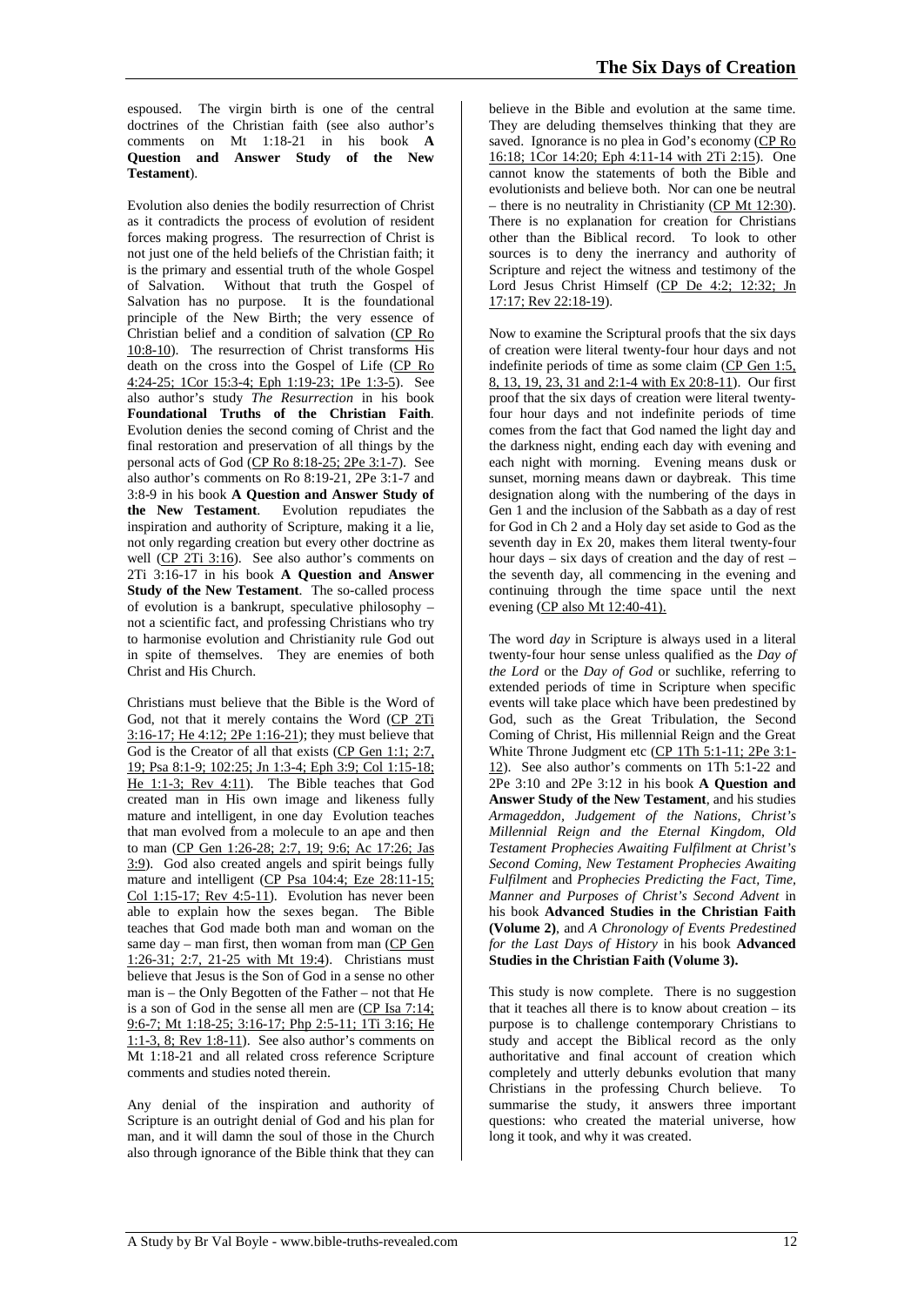espoused. The virgin birth is one of the central doctrines of the Christian faith (see also author's comments on Mt 1:18-21 in his book **A Question and Answer Study of the New Testament**).

Evolution also denies the bodily resurrection of Christ as it contradicts the process of evolution of resident forces making progress. The resurrection of Christ is not just one of the held beliefs of the Christian faith; it is the primary and essential truth of the whole Gospel of Salvation. Without that truth the Gospel of Salvation has no purpose. It is the foundational principle of the New Birth; the very essence of Christian belief and a condition of salvation (CP Ro 10:8-10). The resurrection of Christ transforms His death on the cross into the Gospel of Life (CP Ro 4:24-25; 1Cor 15:3-4; Eph 1:19-23; 1Pe 1:3-5). See also author's study *The Resurrection* in his book **Foundational Truths of the Christian Faith**. Evolution denies the second coming of Christ and the final restoration and preservation of all things by the personal acts of God (CP Ro 8:18-25; 2Pe 3:1-7). See also author's comments on Ro 8:19-21, 2Pe 3:1-7 and 3:8-9 in his book **A Question and Answer Study of the New Testament**. Evolution repudiates the inspiration and authority of Scripture, making it a lie, not only regarding creation but every other doctrine as well (CP 2Ti 3:16). See also author's comments on 2Ti 3:16-17 in his book **A Question and Answer Study of the New Testament**. The so-called process of evolution is a bankrupt, speculative philosophy – not a scientific fact, and professing Christians who try to harmonise evolution and Christianity rule God out in spite of themselves. They are enemies of both Christ and His Church.

Christians must believe that the Bible is the Word of God, not that it merely contains the Word (CP 2Ti 3:16-17; He 4:12; 2Pe 1:16-21); they must believe that God is the Creator of all that exists (CP Gen 1:1; 2:7, 19; Psa 8:1-9; 102:25; Jn 1:3-4; Eph 3:9; Col 1:15-18; He 1:1-3; Rev 4:11). The Bible teaches that God created man in His own image and likeness fully mature and intelligent, in one day Evolution teaches that man evolved from a molecule to an ape and then to man (CP Gen 1:26-28; 2:7, 19; 9:6; Ac 17:26; Jas 3:9). God also created angels and spirit beings fully mature and intelligent (CP Psa 104:4; Eze 28:11-15; Col 1:15-17; Rev 4:5-11). Evolution has never been able to explain how the sexes began. The Bible teaches that God made both man and woman on the same day – man first, then woman from man (CP Gen 1:26-31; 2:7, 21-25 with Mt 19:4). Christians must believe that Jesus is the Son of God in a sense no other man is – the Only Begotten of the Father – not that He is a son of God in the sense all men are (CP Isa 7:14; 9:6-7; Mt 1:18-25; 3:16-17; Php 2:5-11; 1Ti 3:16; He 1:1-3, 8; Rev 1:8-11). See also author's comments on Mt 1:18-21 and all related cross reference Scripture comments and studies noted therein.

Any denial of the inspiration and authority of Scripture is an outright denial of God and his plan for man, and it will damn the soul of those in the Church also through ignorance of the Bible think that they can believe in the Bible and evolution at the same time. They are deluding themselves thinking that they are saved. Ignorance is no plea in God's economy (CP Ro 16:18; 1Cor 14:20; Eph 4:11-14 with 2Ti 2:15). One cannot know the statements of both the Bible and evolutionists and believe both. Nor can one be neutral – there is no neutrality in Christianity (CP Mt 12:30). There is no explanation for creation for Christians other than the Biblical record. To look to other sources is to deny the inerrancy and authority of Scripture and reject the witness and testimony of the Lord Jesus Christ Himself (CP De 4:2; 12:32; Jn 17:17; Rev 22:18-19).

Now to examine the Scriptural proofs that the six days of creation were literal twenty-four hour days and not indefinite periods of time as some claim (CP Gen 1:5, 8, 13, 19, 23, 31 and 2:1-4 with Ex 20:8-11). Our first proof that the six days of creation were literal twenty-four hour days and not indefinite periods of time comes from the fact that God named the light day and the darkness night, ending each day with evening and each night with morning. Evening means dusk or sunset, morning means dawn or daybreak. This time designation along with the numbering of the days in Gen 1 and the inclusion of the Sabbath as a day of rest for God in Ch 2 and a Holy day set aside to God as the seventh day in Ex 20, makes them literal twenty-four hour days – six days of creation and the day of rest – the seventh day, all commencing in the evening and continuing through the time space until the next evening (CP also Mt 12:40-41).

The word *day* in Scripture is always used in a literal twenty-four hour sense unless qualified as the *Day of the Lord* or the *Day of God* or suchlike, referring to extended periods of time in Scripture when specific events will take place which have been predestined by God, such as the Great Tribulation, the Second Coming of Christ, His millennial Reign and the Great White Throne Judgment etc (CP 1Th 5:1-11; 2Pe 3:1-12). See also author's comments on 1Th 5:1-22 and 2Pe 3:10 and 2Pe 3:12 in his book **A Question and Answer Study of the New Testament**, and his studies *Armageddon, Judgement of the Nations, Christ's Millennial Reign and the Eternal Kingdom, Old Testament Prophecies Awaiting Fulfilment at Christ's Second Coming, New Testament Prophecies Awaiting Fulfilment* and *Prophecies Predicting the Fact, Time, Manner and Purposes of Christ's Second Advent* in his book **Advanced Studies in the Christian Faith (Volume 2)**, and *A Chronology of Events Predestined for the Last Days of History* in his book **Advanced Studies in the Christian Faith (Volume 3).**

This study is now complete. There is no suggestion that it teaches all there is to know about creation – its purpose is to challenge contemporary Christians to study and accept the Biblical record as the only authoritative and final account of creation which completely and utterly debunks evolution that many Christians in the professing Church believe. To summarise the study, it answers three important questions: who created the material universe, how long it took, and why it was created.